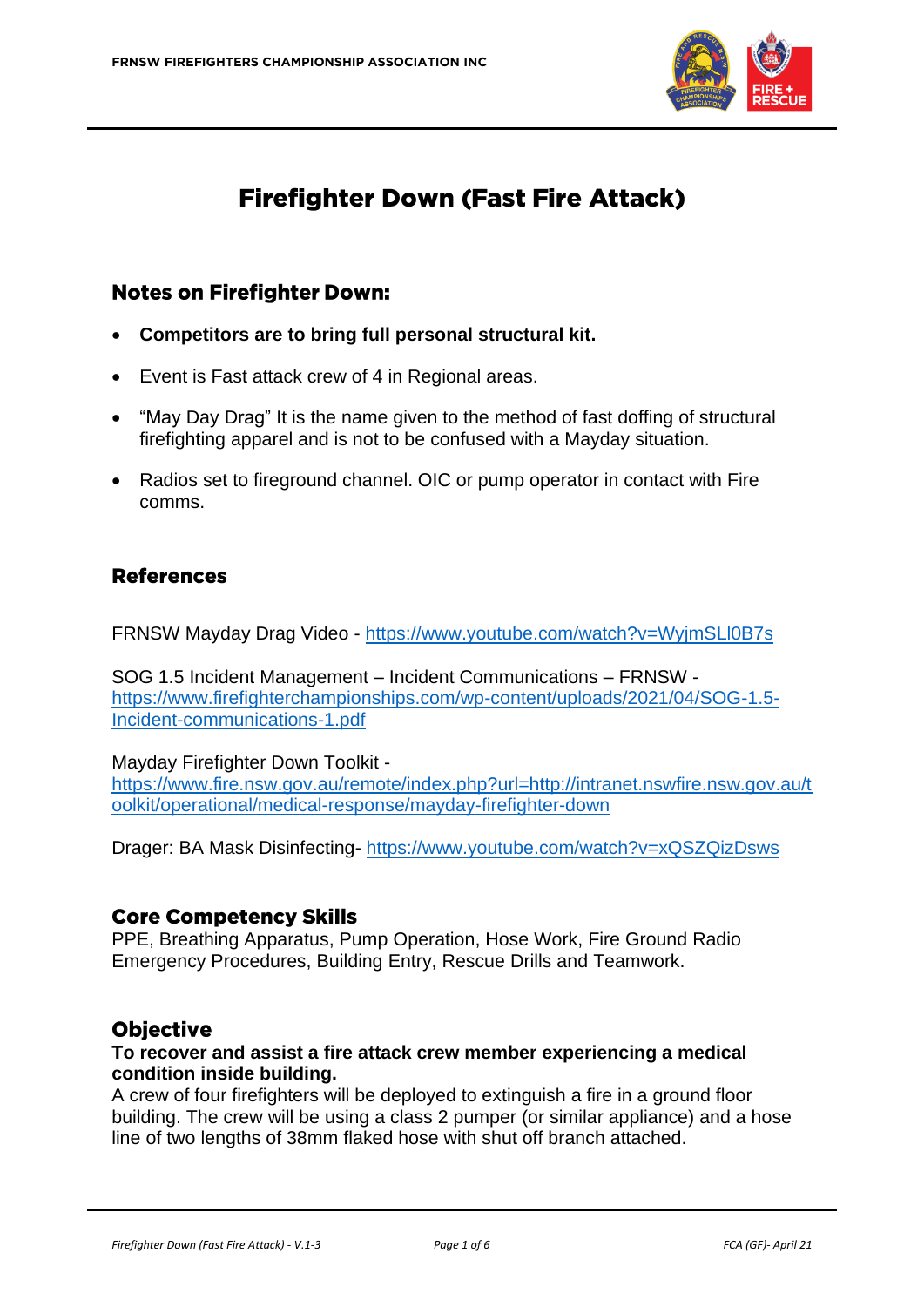# Firefighter Down (Fast Fire Attack)

## Notes on Firefighter Down:

- **Competitors are to bring full personal structural kit.**
- Event is Fast attack crew of 4 in Regional areas.
- "May Day Drag" It is the name given to the method of fast doffing of structural firefighting apparel and is not to be confused with a Mayday situation.
- Radios set to fireground channel. OIC or pump operator in contact with Fire comms.

## References

FRNSW Mayday Drag Video - https://www.youtube.com/watch?v=WyjmSLl0B7s

SOG 1.5 Incident Management – Incident Communications – FRNSW - https://www.firefighterchampionships.com/wp-content/uploads/2021/04/SOG-1.5-Incident-communications-1.pdf

Mayday Firefighter Down Toolkit - https://www.fire.nsw.gov.au/remote/index.php?url=http://intranet.nswfire.nsw.gov.au/toolkit/operational/medical-response/mayday-firefighter-down

Drager: BA Mask Disinfecting- https://www.youtube.com/watch?v=xQSZQizDsws

## Core Competency Skills

PPE, Breathing Apparatus, Pump Operation, Hose Work, Fire Ground Radio Emergency Procedures, Building Entry, Rescue Drills and Teamwork.

## Objective

**To recover and assist a fire attack crew member experiencing a medical condition inside building.**

A crew of four firefighters will be deployed to extinguish a fire in a ground floor building. The crew will be using a class 2 pumper (or similar appliance) and a hose line of two lengths of 38mm flaked hose with shut off branch attached.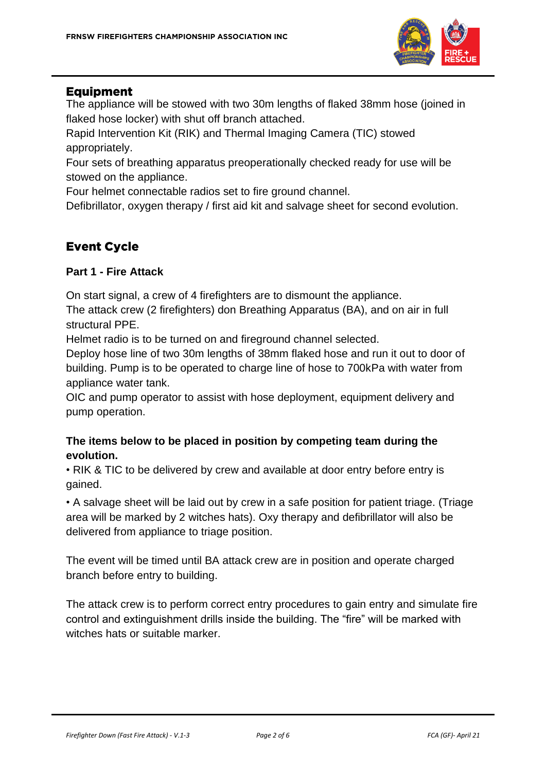## Equipment

The appliance will be stowed with two 30m lengths of flaked 38mm hose (joined in flaked hose locker) with shut off branch attached.

Rapid Intervention Kit (RIK) and Thermal Imaging Camera (TIC) stowed appropriately.

Four sets of breathing apparatus preoperationally checked ready for use will be stowed on the appliance.

Four helmet connectable radios set to fire ground channel.

Defibrillator, oxygen therapy / first aid kit and salvage sheet for second evolution.

## Event Cycle

### Part 1 - Fire Attack

On start signal, a crew of 4 firefighters are to dismount the appliance.

The attack crew (2 firefighters) don Breathing Apparatus (BA), and on air in full structural PPE.

Helmet radio is to be turned on and fireground channel selected.

Deploy hose line of two 30m lengths of 38mm flaked hose and run it out to door of building. Pump is to be operated to charge line of hose to 700kPa with water from appliance water tank.

OIC and pump operator to assist with hose deployment, equipment delivery and pump operation.

**The items below to be placed in position by competing team during the evolution.**

• RIK & TIC to be delivered by crew and available at door entry before entry is gained.

• A salvage sheet will be laid out by crew in a safe position for patient triage. (Triage area will be marked by 2 witches hats). Oxy therapy and defibrillator will also be delivered from appliance to triage position.

The event will be timed until BA attack crew are in position and operate charged branch before entry to building.

The attack crew is to perform correct entry procedures to gain entry and simulate fire control and extinguishment drills inside the building. The "fire" will be marked with witches hats or suitable marker.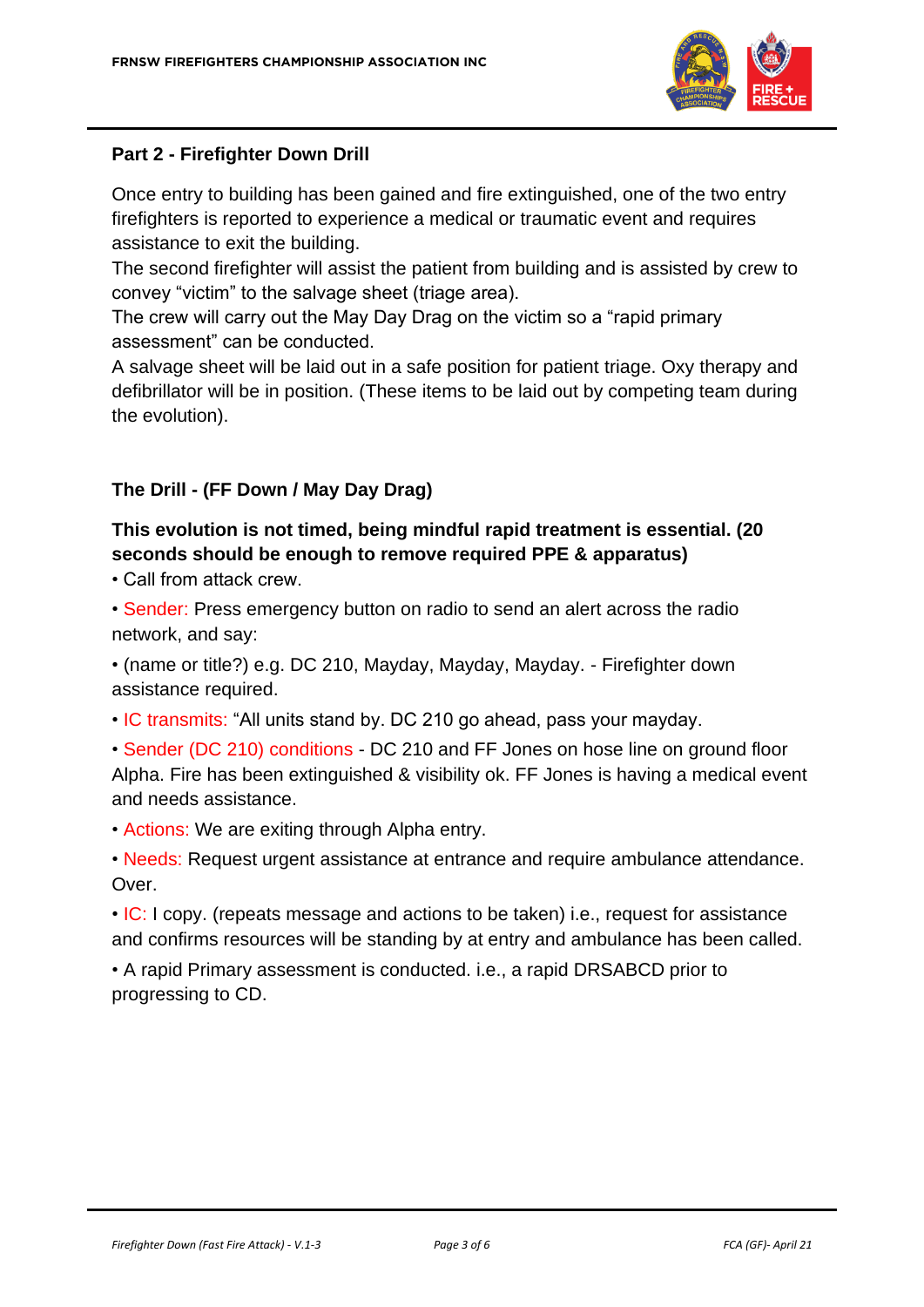**Part 2 - Firefighter Down Drill**

Once entry to building has been gained and fire extinguished, one of the two entry firefighters is reported to experience a medical or traumatic event and requires assistance to exit the building.

The second firefighter will assist the patient from building and is assisted by crew to convey "victim" to the salvage sheet (triage area).

The crew will carry out the May Day Drag on the victim so a "rapid primary assessment" can be conducted.

A salvage sheet will be laid out in a safe position for patient triage. Oxy therapy and defibrillator will be in position. (These items to be laid out by competing team during the evolution).

**The Drill - (FF Down / May Day Drag)**

**This evolution is not timed, being mindful rapid treatment is essential. (20 seconds should be enough to remove required PPE & apparatus)**

- Call from attack crew.
- Sender: Press emergency button on radio to send an alert across the radio network, and say:
- (name or title?) e.g. DC 210, Mayday, Mayday, Mayday. - Firefighter down assistance required.
- IC transmits: "All units stand by. DC 210 go ahead, pass your mayday.
- Sender (DC 210) conditions - DC 210 and FF Jones on hose line on ground floor Alpha. Fire has been extinguished & visibility ok. FF Jones is having a medical event and needs assistance.
- Actions: We are exiting through Alpha entry.
- Needs: Request urgent assistance at entrance and require ambulance attendance. Over.
- IC: I copy. (repeats message and actions to be taken) i.e., request for assistance and confirms resources will be standing by at entry and ambulance has been called.
- A rapid Primary assessment is conducted. i.e., a rapid DRSABCD prior to progressing to CD.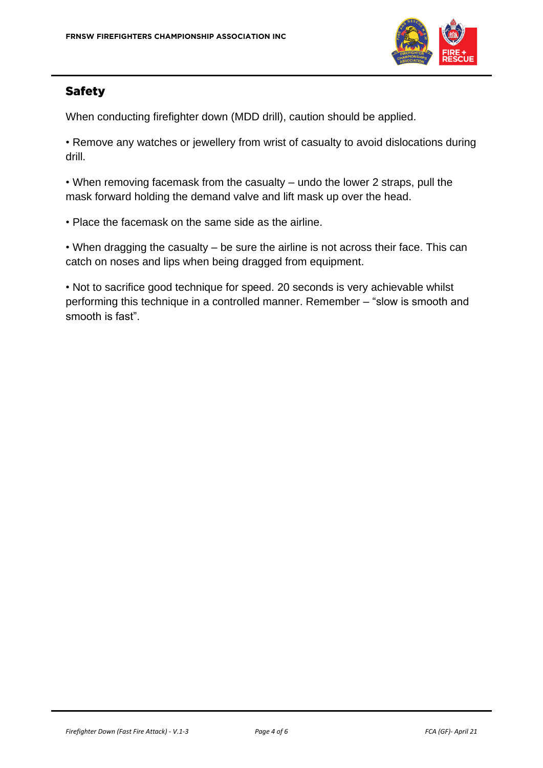## Safety

When conducting firefighter down (MDD drill), caution should be applied.

- Remove any watches or jewellery from wrist of casualty to avoid dislocations during drill.
- When removing facemask from the casualty – undo the lower 2 straps, pull the mask forward holding the demand valve and lift mask up over the head.
- Place the facemask on the same side as the airline.
- When dragging the casualty – be sure the airline is not across their face. This can catch on noses and lips when being dragged from equipment.
- Not to sacrifice good technique for speed. 20 seconds is very achievable whilst performing this technique in a controlled manner. Remember – "slow is smooth and smooth is fast".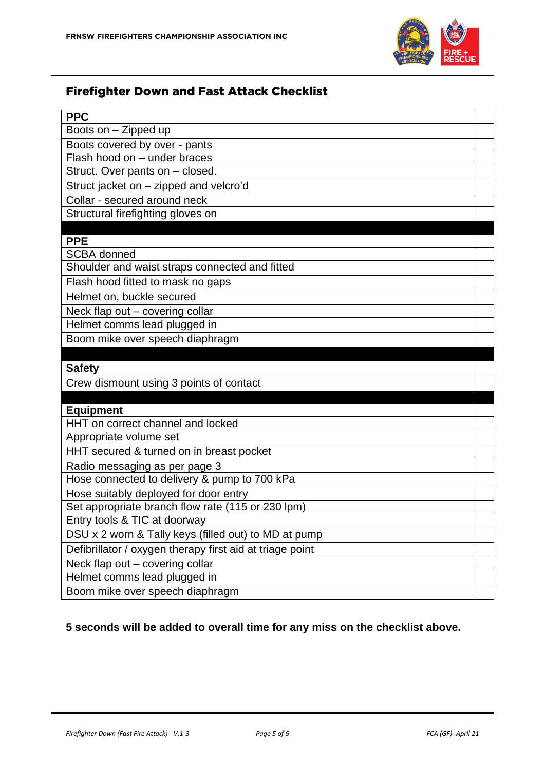## Firefighter Down and Fast Attack Checklist

| **PPC** | |
|---|---|
| Boots on – Zipped up | |
| Boots covered by over - pants | |
| Flash hood on – under braces | |
| Struct. Over pants on – closed. | |
| Struct jacket on – zipped and velcro'd | |
| Collar - secured around neck | |
| Structural firefighting gloves on | |
| | |
| **PPE** | |
| SCBA donned | |
| Shoulder and waist straps connected and fitted | |
| Flash hood fitted to mask no gaps | |
| Helmet on, buckle secured | |
| Neck flap out – covering collar | |
| Helmet comms lead plugged in | |
| Boom mike over speech diaphragm | |
| | |
| **Safety** | |
| Crew dismount using 3 points of contact | |
| | |
| **Equipment** | |
| HHT on correct channel and locked | |
| Appropriate volume set | |
| HHT secured & turned on in breast pocket | |
| Radio messaging as per page 3 | |
| Hose connected to delivery & pump to 700 kPa | |
| Hose suitably deployed for door entry | |
| Set appropriate branch flow rate (115 or 230 lpm) | |
| Entry tools & TIC at doorway | |
| DSU x 2 worn & Tally keys (filled out) to MD at pump | |
| Defibrillator / oxygen therapy first aid at triage point | |
| Neck flap out – covering collar | |
| Helmet comms lead plugged in | |
| Boom mike over speech diaphragm | |

**5 seconds will be added to overall time for any miss on the checklist above.**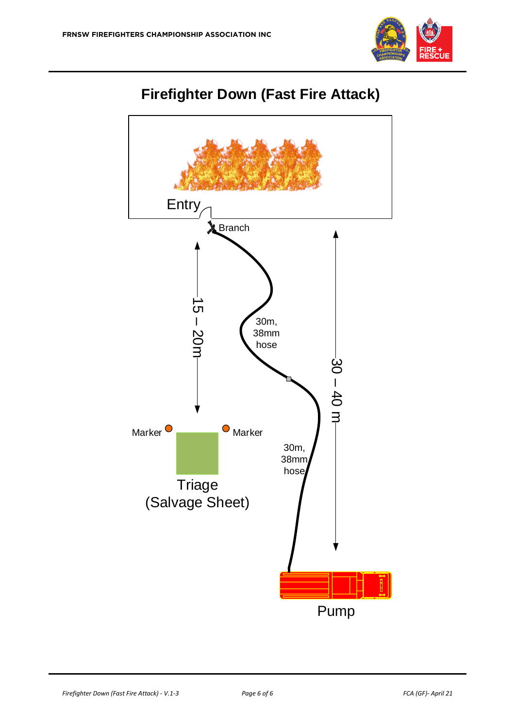# Firefighter Down (Fast Fire Attack)

Entry

Branch

15 – 20m

30m, 38mm hose

30 – 40 m

Marker

Marker

30m, 38mm hose

Triage (Salvage Sheet)

Pump